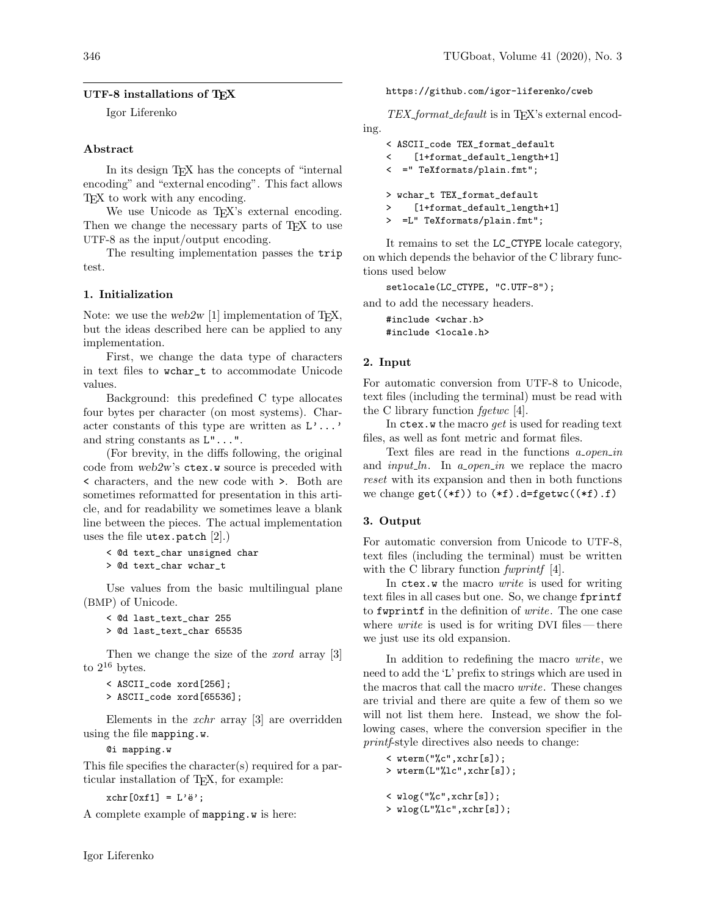## UTF-8 installations of TEX

Igor Liferenko

### Abstract

In its design TEX has the concepts of "internal encoding" and "external encoding". This fact allows TEX to work with any encoding.

We use Unicode as TEX's external encoding. Then we change the necessary parts of TEX to use UTF-8 as the input/output encoding.

The resulting implementation passes the `trip` test.

### 1. Initialization

Note: we use the *web2w* [1] implementation of TEX, but the ideas described here can be applied to any implementation.

First, we change the data type of characters in text files to `wchar_t` to accommodate Unicode values.

Background: this predefined C type allocates four bytes per character (on most systems). Character constants of this type are written as `L'...'` and string constants as `L"..."`.

(For brevity, in the diffs following, the original code from *web2w*'s `ctex.w` source is preceded with `<` characters, and the new code with `>`. Both are sometimes reformatted for presentation in this article, and for readability we sometimes leave a blank line between the pieces. The actual implementation uses the file `utex.patch` [2].)

```
< @d text_char unsigned char
> @d text_char wchar_t
```

Use values from the basic multilingual plane (BMP) of Unicode.

```
< @d last_text_char 255
> @d last_text_char 65535
```

Then we change the size of the *xord* array [3] to $2^{16}$ bytes.

```
< ASCII_code xord[256];
> ASCII_code xord[65536];
```

Elements in the *xchr* array [3] are overridden using the file `mapping.w`.

```
@i mapping.w
```

This file specifies the character(s) required for a particular installation of TEX, for example:

```
xchr[0xf1] = L'ë';
```

A complete example of `mapping.w` is here:

```
https://github.com/igor-liferenko/cweb
```

*TEX_format_default* is in TEX's external encoding.

```
< ASCII_code TEX_format_default
<    [1+format_default_length+1]
<  =" TeXformats/plain.fmt";

> wchar_t TEX_format_default
>    [1+format_default_length+1]
>  =L" TeXformats/plain.fmt";
```

It remains to set the `LC_CTYPE` locale category, on which depends the behavior of the C library functions used below

```
setlocale(LC_CTYPE, "C.UTF-8");
```

and to add the necessary headers.

```
#include <wchar.h>
#include <locale.h>
```

### 2. Input

For automatic conversion from UTF-8 to Unicode, text files (including the terminal) must be read with the C library function *fgetwc* [4].

In `ctex.w` the macro *get* is used for reading text files, as well as font metric and format files.

Text files are read in the functions *a_open_in* and *input_ln*. In *a_open_in* we replace the macro *reset* with its expansion and then in both functions we change `get((*f))` to `(*f).d=fgetwc((*f).f)`

### 3. Output

For automatic conversion from Unicode to UTF-8, text files (including the terminal) must be written with the C library function *fwprintf* [4].

In `ctex.w` the macro *write* is used for writing text files in all cases but one. So, we change `fprintf` to `fwprintf` in the definition of *write*. The one case where *write* is used is for writing DVI files — there we just use its old expansion.

In addition to redefining the macro *write*, we need to add the '`L`' prefix to strings which are used in the macros that call the macro *write*. These changes are trivial and there are quite a few of them so we will not list them here. Instead, we show the following cases, where the conversion specifier in the *printf*-style directives also needs to change:

```
< wterm("%c",xchr[s]);
> wterm(L"%lc",xchr[s]);

< wlog("%c",xchr[s]);
> wlog(L"%lc",xchr[s]);
```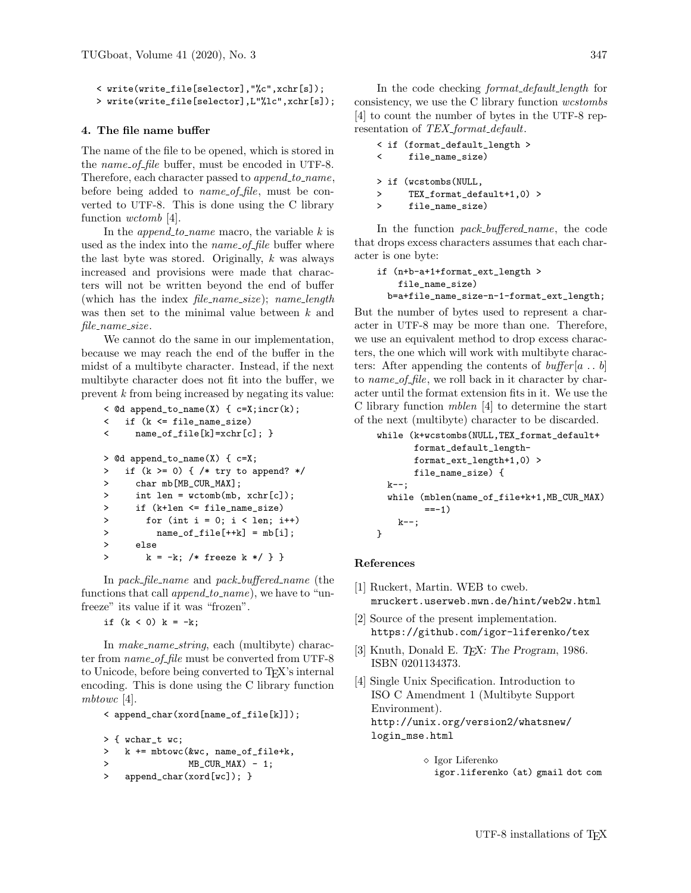```
< write(write_file[selector],"%c",xchr[s]);
> write(write_file[selector],L"%lc",xchr[s]);
```

### 4. The file name buffer

The name of the file to be opened, which is stored in the *name_of_file* buffer, must be encoded in UTF-8. Therefore, each character passed to *append_to_name*, before being added to *name_of_file*, must be converted to UTF-8. This is done using the C library function *wctomb* [4].

In the *append_to_name* macro, the variable $k$ is used as the index into the *name_of_file* buffer where the last byte was stored. Originally, $k$ was always increased and provisions were made that characters will not be written beyond the end of buffer (which has the index *file_name_size*); *name_length* was then set to the minimal value between $k$ and *file_name_size*.

We cannot do the same in our implementation, because we may reach the end of the buffer in the midst of a multibyte character. Instead, if the next multibyte character does not fit into the buffer, we prevent $k$ from being increased by negating its value:

```
< @d append_to_name(X) { c=X;incr(k);
<   if (k <= file_name_size)
<     name_of_file[k]=xchr[c]; }

> @d append_to_name(X) { c=X;
>   if (k >= 0) { /* try to append? */
>     char mb[MB_CUR_MAX];
>     int len = wctomb(mb, xchr[c]);
>     if (k+len <= file_name_size)
>       for (int i = 0; i < len; i++)
>         name_of_file[++k] = mb[i];
>     else
>       k = -k; /* freeze k */ } }
```

In *pack_file_name* and *pack_buffered_name* (the functions that call *append_to_name*), we have to "unfreeze" its value if it was "frozen".

```
if (k < 0) k = -k;
```

In *make_name_string*, each (multibyte) character from *name_of_file* must be converted from UTF-8 to Unicode, before being converted to TeX's internal encoding. This is done using the C library function *mbtowc* [4].

```
< append_char(xord[name_of_file[k]]);

> { wchar_t wc;
>   k += mbtowc(&wc, name_of_file+k,
>               MB_CUR_MAX) - 1;
>   append_char(xord[wc]); }
```

In the code checking *format_default_length* for consistency, we use the C library function *wcstombs* [4] to count the number of bytes in the UTF-8 representation of *TEX_format_default*.

```
< if (format_default_length >
<     file_name_size)

> if (wcstombs(NULL,
>     TEX_format_default+1,0) >
>     file_name_size)
```

In the function *pack_buffered_name*, the code that drops excess characters assumes that each character is one byte:

```
if (n+b-a+1+format_ext_length >
    file_name_size)
  b=a+file_name_size-n-1-format_ext_length;
```

But the number of bytes used to represent a character in UTF-8 may be more than one. Therefore, we use an equivalent method to drop excess characters, the one which will work with multibyte characters: After appending the contents of *buffer*[$a$ .. $b$] to *name_of_file*, we roll back in it character by character until the format extension fits in it. We use the C library function *mblen* [4] to determine the start of the next (multibyte) character to be discarded.

```
while (k+wcstombs(NULL,TEX_format_default+
       format_default_length-
       format_ext_length+1,0) >
       file_name_size) {
  k--;
  while (mblen(name_of_file+k+1,MB_CUR_MAX)
         ==-1)
    k--;
}
```

### References

[1] Ruckert, Martin. WEB to cweb. `mruckert.userweb.mwn.de/hint/web2w.html`

[2] Source of the present implementation. `https://github.com/igor-liferenko/tex`

[3] Knuth, Donald E. *TeX: The Program*, 1986. ISBN 0201134373.

[4] Single Unix Specification. Introduction to ISO C Amendment 1 (Multibyte Support Environment). `http://unix.org/version2/whatsnew/login_mse.html`

◇ Igor Liferenko
`igor.liferenko (at) gmail dot com`